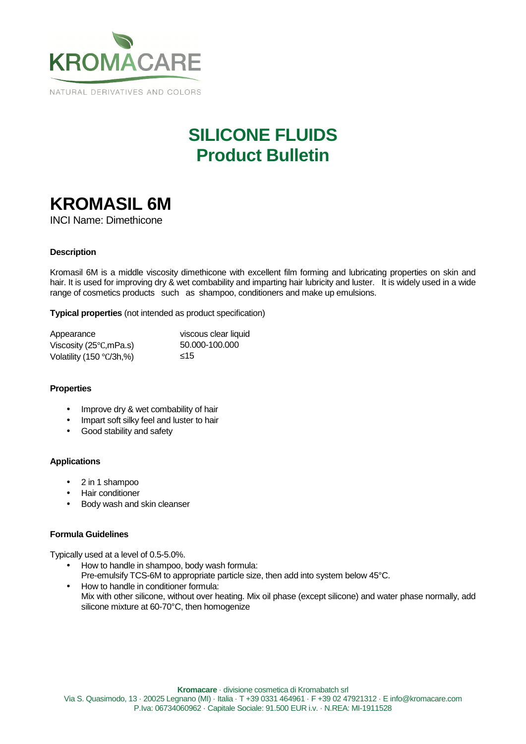KROMACARE

NATURAL DERIVATIVES AND COLORS

# SILICONE FLUIDS
# Product Bulletin

## KROMASIL 6M

INCI Name: Dimethicone

### Description

Kromasil 6M is a middle viscosity dimethicone with excellent film forming and lubricating properties on skin and hair. It is used for improving dry & wet combability and imparting hair lubricity and luster. It is widely used in a wide range of cosmetics products such as shampoo, conditioners and make up emulsions.

**Typical properties** (not intended as product specification)

| | |
|---|---|
| Appearance | viscous clear liquid |
| Viscosity (25℃,mPa.s) | 50.000-100.000 |
| Volatility (150 ℃/3h,%) | ≤15 |

### Properties

- Improve dry & wet combability of hair
- Impart soft silky feel and luster to hair
- Good stability and safety

### Applications

- 2 in 1 shampoo
- Hair conditioner
- Body wash and skin cleanser

### Formula Guidelines

Typically used at a level of 0.5-5.0%.

- How to handle in shampoo, body wash formula:
  Pre-emulsify TCS-6M to appropriate particle size, then add into system below 45°C.
- How to handle in conditioner formula:
  Mix with other silicone, without over heating. Mix oil phase (except silicone) and water phase normally, add silicone mixture at 60-70°C, then homogenize

**Kromacare** · divisione cosmetica di Kromabatch srl
Via S. Quasimodo, 13 · 20025 Legnano (MI) · Italia · T +39 0331 464961 · F +39 02 47921312 · E info@kromacare.com
P.Iva: 06734060962 · Capitale Sociale: 91.500 EUR i.v. · N.REA: MI-1911528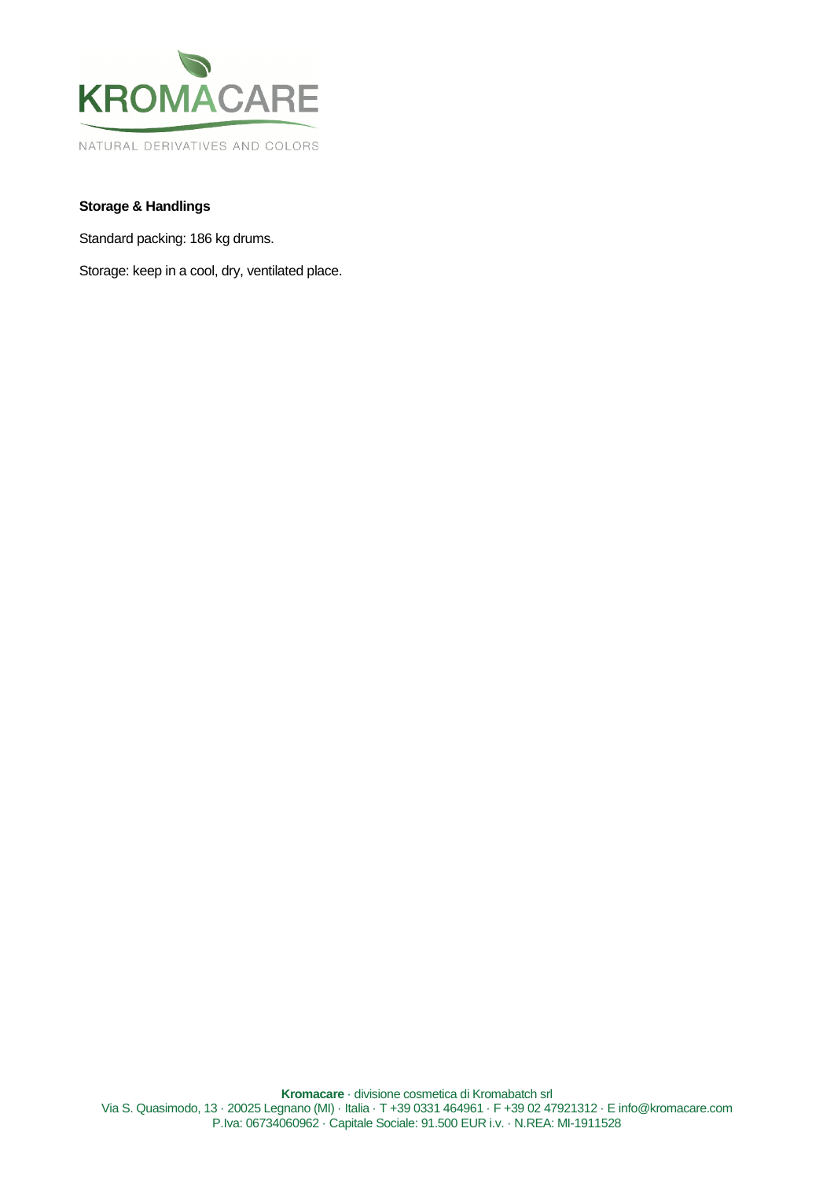**Storage & Handlings**

Standard packing: 186 kg drums.

Storage: keep in a cool, dry, ventilated place.